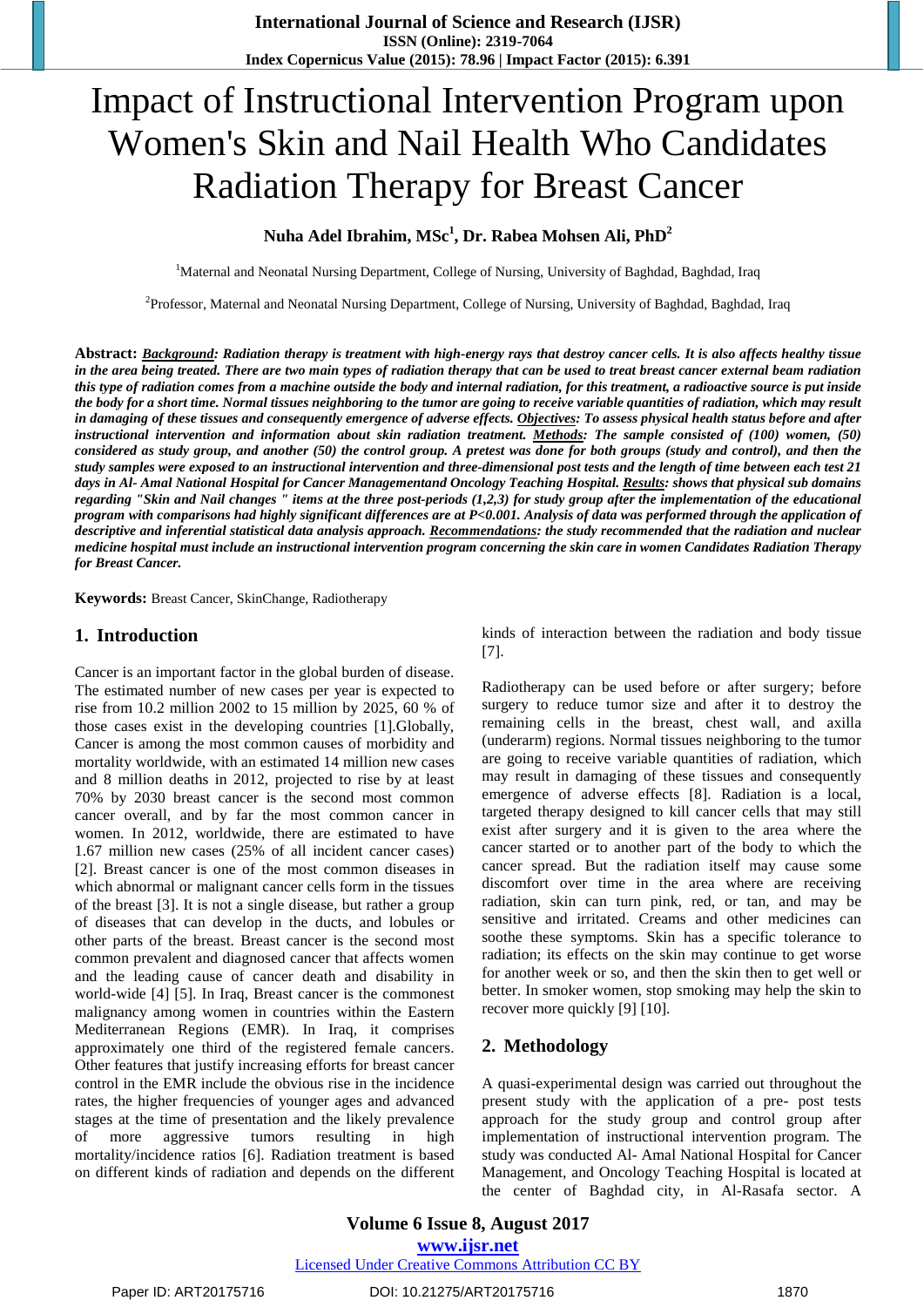# Impact of Instructional Intervention Program upon Women's Skin and Nail Health Who Candidates Radiation Therapy for Breast Cancer

**Nuha Adel Ibrahim, MSc[1], Dr. Rabea Mohsen Ali, PhD[2]**

[1]Maternal and Neonatal Nursing Department, College of Nursing, University of Baghdad, Baghdad, Iraq

[2]Professor, Maternal and Neonatal Nursing Department, College of Nursing, University of Baghdad, Baghdad, Iraq

**Abstract:** ***Background**: Radiation therapy is treatment with high-energy rays that destroy cancer cells. It is also affects healthy tissue in the area being treated. There are two main types of radiation therapy that can be used to treat breast cancer external beam radiation this type of radiation comes from a machine outside the body and internal radiation, for this treatment, a radioactive source is put inside the body for a short time. Normal tissues neighboring to the tumor are going to receive variable quantities of radiation, which may result in damaging of these tissues and consequently emergence of adverse effects. **Objectives**: To assess physical health status before and after instructional intervention and information about skin radiation treatment. **Methods**: The sample consisted of (100) women, (50) considered as study group, and another (50) the control group. A pretest was done for both groups (study and control), and then the study samples were exposed to an instructional intervention and three-dimensional post tests and the length of time between each test 21 days in Al- Amal National Hospital for Cancer Managementand Oncology Teaching Hospital. **Results**: shows that physical sub domains regarding "Skin and Nail changes " items at the three post-periods (1,2,3) for study group after the implementation of the educational program with comparisons had highly significant differences are at P<0.001. Analysis of data was performed through the application of descriptive and inferential statistical data analysis approach. **Recommendations**: the study recommended that the radiation and nuclear medicine hospital must include an instructional intervention program concerning the skin care in women Candidates Radiation Therapy for Breast Cancer.*

**Keywords:** Breast Cancer, SkinChange, Radiotherapy

## 1. Introduction

Cancer is an important factor in the global burden of disease. The estimated number of new cases per year is expected to rise from 10.2 million 2002 to 15 million by 2025, 60 % of those cases exist in the developing countries [1].Globally, Cancer is among the most common causes of morbidity and mortality worldwide, with an estimated 14 million new cases and 8 million deaths in 2012, projected to rise by at least 70% by 2030 breast cancer is the second most common cancer overall, and by far the most common cancer in women. In 2012, worldwide, there are estimated to have 1.67 million new cases (25% of all incident cancer cases) [2]. Breast cancer is one of the most common diseases in which abnormal or malignant cancer cells form in the tissues of the breast [3]. It is not a single disease, but rather a group of diseases that can develop in the ducts, and lobules or other parts of the breast. Breast cancer is the second most common prevalent and diagnosed cancer that affects women and the leading cause of cancer death and disability in world-wide [4] [5]. In Iraq, Breast cancer is the commonest malignancy among women in countries within the Eastern Mediterranean Regions (EMR). In Iraq, it comprises approximately one third of the registered female cancers. Other features that justify increasing efforts for breast cancer control in the EMR include the obvious rise in the incidence rates, the higher frequencies of younger ages and advanced stages at the time of presentation and the likely prevalence of more aggressive tumors resulting in high mortality/incidence ratios [6]. Radiation treatment is based on different kinds of radiation and depends on the different kinds of interaction between the radiation and body tissue [7].

Radiotherapy can be used before or after surgery; before surgery to reduce tumor size and after it to destroy the remaining cells in the breast, chest wall, and axilla (underarm) regions. Normal tissues neighboring to the tumor are going to receive variable quantities of radiation, which may result in damaging of these tissues and consequently emergence of adverse effects [8]. Radiation is a local, targeted therapy designed to kill cancer cells that may still exist after surgery and it is given to the area where the cancer started or to another part of the body to which the cancer spread. But the radiation itself may cause some discomfort over time in the area where are receiving radiation, skin can turn pink, red, or tan, and may be sensitive and irritated. Creams and other medicines can soothe these symptoms. Skin has a specific tolerance to radiation; its effects on the skin may continue to get worse for another week or so, and then the skin then to get well or better. In smoker women, stop smoking may help the skin to recover more quickly [9] [10].

## 2. Methodology

A quasi-experimental design was carried out throughout the present study with the application of a pre- post tests approach for the study group and control group after implementation of instructional intervention program. The study was conducted Al- Amal National Hospital for Cancer Management, and Oncology Teaching Hospital is located at the center of Baghdad city, in Al-Rasafa sector. A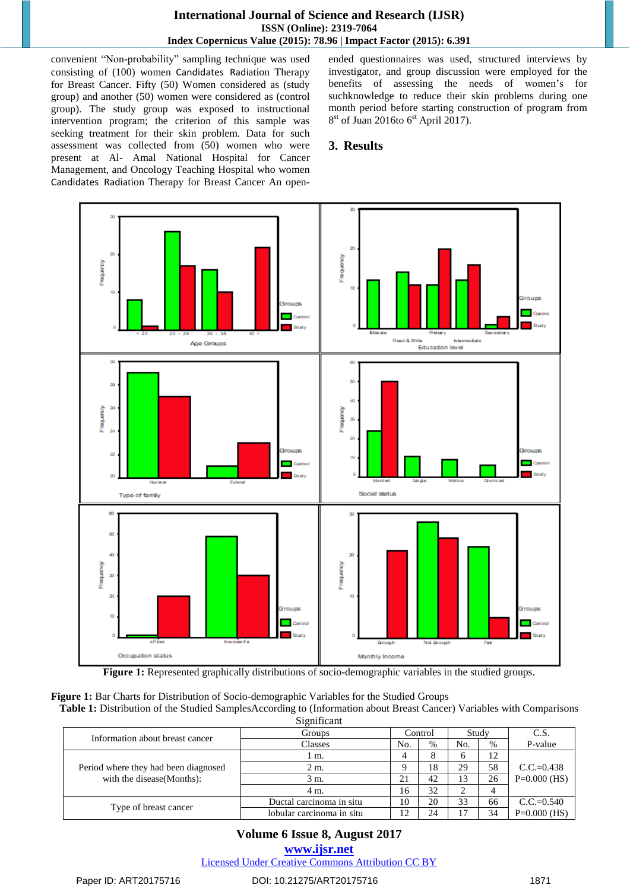convenient "Non-probability" sampling technique was used consisting of (100) women Candidates Radiation Therapy for Breast Cancer. Fifty (50) Women considered as (study group) and another (50) women were considered as (control group). The study group was exposed to instructional intervention program; the criterion of this sample was seeking treatment for their skin problem. Data for such assessment was collected from (50) women who were present at Al- Amal National Hospital for Cancer Management, and Oncology Teaching Hospital who women Candidates Radiation Therapy for Breast Cancer An open-ended questionnaires was used, structured interviews by investigator, and group discussion were employed for the benefits of assessing the needs of women's for suchknowledge to reduce their skin problems during one month period before starting construction of program from 8st of Juan 2016to 6st April 2017).

## 3. Results

**Figure 1:** Represented graphically distributions of socio-demographic variables in the studied groups.

**Figure 1:** Bar Charts for Distribution of Socio-demographic Variables for the Studied Groups

**Table 1:** Distribution of the Studied SamplesAccording to (Information about Breast Cancer) Variables with Comparisons Significant

| Information about breast cancer | Groups | Control | | Study | | C.S. |
|---|---|---|---|---|---|---|
| | Classes | No. | % | No. | % | P-value |
| Period where they had been diagnosed with the disease(Months): | 1 m. | 4 | 8 | 6 | 12 | C.C.=0.438 P=0.000 (HS) |
| | 2 m. | 9 | 18 | 29 | 58 | |
| | 3 m. | 21 | 42 | 13 | 26 | |
| | 4 m. | 16 | 32 | 2 | 4 | |
| Type of breast cancer | Ductal carcinoma in situ | 10 | 20 | 33 | 66 | C.C.=0.540 P=0.000 (HS) |
| | lobular carcinoma in situ | 12 | 24 | 17 | 34 | |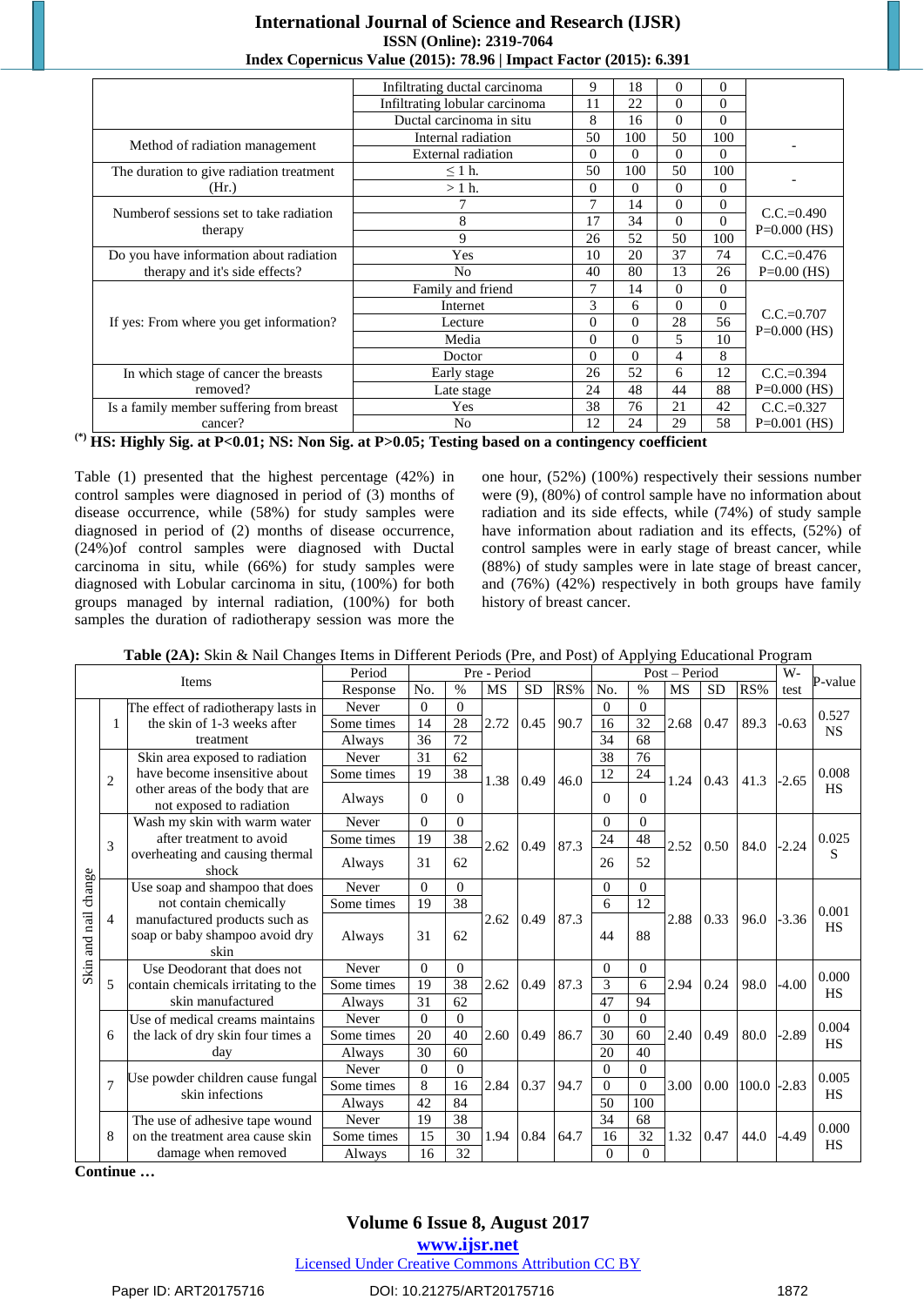| | | | | | | |
|---|---|---|---|---|---|---|
| | Infiltrating ductal carcinoma | 9 | 18 | 0 | 0 | |
| | Infiltrating lobular carcinoma | 11 | 22 | 0 | 0 | |
| | Ductal carcinoma in situ | 8 | 16 | 0 | 0 | |
| Method of radiation management | Internal radiation | 50 | 100 | 50 | 100 | - |
| | External radiation | 0 | 0 | 0 | 0 | |
| The duration to give radiation treatment (Hr.) | ≤ 1 h. | 50 | 100 | 50 | 100 | - |
| | > 1 h. | 0 | 0 | 0 | 0 | |
| Numberof sessions set to take radiation therapy | 7 | 7 | 14 | 0 | 0 | C.C.=0.490 P=0.000 (HS) |
| | 8 | 17 | 34 | 0 | 0 | |
| | 9 | 26 | 52 | 50 | 100 | |
| Do you have information about radiation therapy and it's side effects? | Yes | 10 | 20 | 37 | 74 | C.C.=0.476 P=0.00 (HS) |
| | No | 40 | 80 | 13 | 26 | |
| If yes: From where you get information? | Family and friend | 7 | 14 | 0 | 0 | C.C.=0.707 P=0.000 (HS) |
| | Internet | 3 | 6 | 0 | 0 | |
| | Lecture | 0 | 0 | 28 | 56 | |
| | Media | 0 | 0 | 5 | 10 | |
| | Doctor | 0 | 0 | 4 | 8 | |
| In which stage of cancer the breasts removed? | Early stage | 26 | 52 | 6 | 12 | C.C.=0.394 P=0.000 (HS) |
| | Late stage | 24 | 48 | 44 | 88 | |
| Is a family member suffering from breast cancer? | Yes | 38 | 76 | 21 | 42 | C.C.=0.327 P=0.001 (HS) |
| | No | 12 | 24 | 29 | 58 | |

**(\*) HS: Highly Sig. at P<0.01; NS: Non Sig. at P>0.05; Testing based on a contingency coefficient**

Table (1) presented that the highest percentage (42%) in control samples were diagnosed in period of (3) months of disease occurrence, while (58%) for study samples were diagnosed in period of (2) months of disease occurrence, (24%)of control samples were diagnosed with Ductal carcinoma in situ, while (66%) for study samples were diagnosed with Lobular carcinoma in situ, (100%) for both groups managed by internal radiation, (100%) for both samples the duration of radiotherapy session was more the one hour, (52%) (100%) respectively their sessions number were (9), (80%) of control sample have no information about radiation and its side effects, while (74%) of study sample have information about radiation and its effects, (52%) of control samples were in early stage of breast cancer, while (88%) of study samples were in late stage of breast cancer, and (76%) (42%) respectively in both groups have family history of breast cancer.

**Table (2A):** Skin & Nail Changes Items in Different Periods (Pre, and Post) of Applying Educational Program

| | | Items | Period | Pre - Period | | | | | Post – Period | | | | | W-test | P-value |
|---|---|---|---|---|---|---|---|---|---|---|---|---|---|---|---|
| | | | Response | No. | % | MS | SD | RS% | No. | % | MS | SD | RS% | | |
| Skin and nail change | 1 | The effect of radiotherapy lasts in the skin of 1-3 weeks after treatment | Never | 0 | 0 | 2.72 | 0.45 | 90.7 | 0 | 0 | 2.68 | 0.47 | 89.3 | -0.63 | 0.527 NS |
| | | | Some times | 14 | 28 | | | | 16 | 32 | | | | | |
| | | | Always | 36 | 72 | | | | 34 | 68 | | | | | |
| | 2 | Skin area exposed to radiation have become insensitive about other areas of the body that are not exposed to radiation | Never | 31 | 62 | 1.38 | 0.49 | 46.0 | 38 | 76 | 1.24 | 0.43 | 41.3 | -2.65 | 0.008 HS |
| | | | Some times | 19 | 38 | | | | 12 | 24 | | | | | |
| | | | Always | 0 | 0 | | | | 0 | 0 | | | | | |
| | 3 | Wash my skin with warm water after treatment to avoid overheating and causing thermal shock | Never | 0 | 0 | 2.62 | 0.49 | 87.3 | 0 | 0 | 2.52 | 0.50 | 84.0 | -2.24 | 0.025 S |
| | | | Some times | 19 | 38 | | | | 24 | 48 | | | | | |
| | | | Always | 31 | 62 | | | | 26 | 52 | | | | | |
| | 4 | Use soap and shampoo that does not contain chemically manufactured products such as soap or baby shampoo avoid dry skin | Never | 0 | 0 | 2.62 | 0.49 | 87.3 | 0 | 0 | 2.88 | 0.33 | 96.0 | -3.36 | 0.001 HS |
| | | | Some times | 19 | 38 | | | | 6 | 12 | | | | | |
| | | | Always | 31 | 62 | | | | 44 | 88 | | | | | |
| | 5 | Use Deodorant that does not contain chemicals irritating to the skin manufactured | Never | 0 | 0 | 2.62 | 0.49 | 87.3 | 0 | 0 | 2.94 | 0.24 | 98.0 | -4.00 | 0.000 HS |
| | | | Some times | 19 | 38 | | | | 3 | 6 | | | | | |
| | | | Always | 31 | 62 | | | | 47 | 94 | | | | | |
| | 6 | Use of medical creams maintains the lack of dry skin four times a day | Never | 0 | 0 | 2.60 | 0.49 | 86.7 | 0 | 0 | 2.40 | 0.49 | 80.0 | -2.89 | 0.004 HS |
| | | | Some times | 20 | 40 | | | | 30 | 60 | | | | | |
| | | | Always | 30 | 60 | | | | 20 | 40 | | | | | |
| | 7 | Use powder children cause fungal skin infections | Never | 0 | 0 | 2.84 | 0.37 | 94.7 | 0 | 0 | 3.00 | 0.00 | 100.0 | -2.83 | 0.005 HS |
| | | | Some times | 8 | 16 | | | | 0 | 0 | | | | | |
| | | | Always | 42 | 84 | | | | 50 | 100 | | | | | |
| | 8 | The use of adhesive tape wound on the treatment area cause skin damage when removed | Never | 19 | 38 | 1.94 | 0.84 | 64.7 | 34 | 68 | 1.32 | 0.47 | 44.0 | -4.49 | 0.000 HS |
| | | | Some times | 15 | 30 | | | | 16 | 32 | | | | | |
| | | | Always | 16 | 32 | | | | 0 | 0 | | | | | |

**Continue …**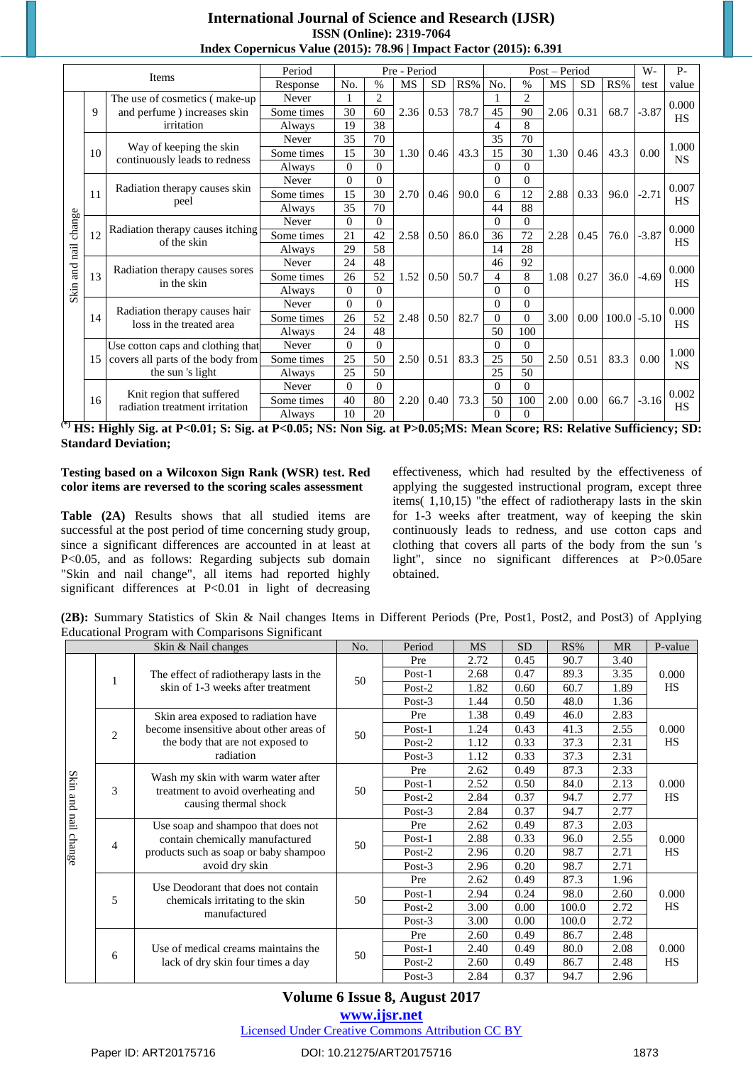| | | Items | Period | Pre - Period | | | | | Post – Period | | | | | W-test | P-value |
|---|---|---|---|---|---|---|---|---|---|---|---|---|---|---|---|
| | | | Response | No. | % | MS | SD | RS% | No. | % | MS | SD | RS% | | |
| Skin and nail change | 9 | The use of cosmetics ( make-up and perfume ) increases skin irritation | Never | 1 | 2 | 2.36 | 0.53 | 78.7 | 1 | 2 | 2.06 | 0.31 | 68.7 | -3.87 | 0.000 HS |
| | | | Some times | 30 | 60 | | | | 45 | 90 | | | | | |
| | | | Always | 19 | 38 | | | | 4 | 8 | | | | | |
| | 10 | Way of keeping the skin continuously leads to redness | Never | 35 | 70 | 1.30 | 0.46 | 43.3 | 35 | 70 | 1.30 | 0.46 | 43.3 | 0.00 | 1.000 NS |
| | | | Some times | 15 | 30 | | | | 15 | 30 | | | | | |
| | | | Always | 0 | 0 | | | | 0 | 0 | | | | | |
| | 11 | Radiation therapy causes skin peel | Never | 0 | 0 | 2.70 | 0.46 | 90.0 | 0 | 0 | 2.88 | 0.33 | 96.0 | -2.71 | 0.007 HS |
| | | | Some times | 15 | 30 | | | | 6 | 12 | | | | | |
| | | | Always | 35 | 70 | | | | 44 | 88 | | | | | |
| | 12 | Radiation therapy causes itching of the skin | Never | 0 | 0 | 2.58 | 0.50 | 86.0 | 0 | 0 | 2.28 | 0.45 | 76.0 | -3.87 | 0.000 HS |
| | | | Some times | 21 | 42 | | | | 36 | 72 | | | | | |
| | | | Always | 29 | 58 | | | | 14 | 28 | | | | | |
| | 13 | Radiation therapy causes sores in the skin | Never | 24 | 48 | 1.52 | 0.50 | 50.7 | 46 | 92 | 1.08 | 0.27 | 36.0 | -4.69 | 0.000 HS |
| | | | Some times | 26 | 52 | | | | 4 | 8 | | | | | |
| | | | Always | 0 | 0 | | | | 0 | 0 | | | | | |
| | 14 | Radiation therapy causes hair loss in the treated area | Never | 0 | 0 | 2.48 | 0.50 | 82.7 | 0 | 0 | 3.00 | 0.00 | 100.0 | -5.10 | 0.000 HS |
| | | | Some times | 26 | 52 | | | | 0 | 0 | | | | | |
| | | | Always | 24 | 48 | | | | 50 | 100 | | | | | |
| | 15 | Use cotton caps and clothing that covers all parts of the body from the sun 's light | Never | 0 | 0 | 2.50 | 0.51 | 83.3 | 0 | 0 | 2.50 | 0.51 | 83.3 | 0.00 | 1.000 NS |
| | | | Some times | 25 | 50 | | | | 25 | 50 | | | | | |
| | | | Always | 25 | 50 | | | | 25 | 50 | | | | | |
| | 16 | Knit region that suffered radiation treatment irritation | Never | 0 | 0 | 2.20 | 0.40 | 73.3 | 0 | 0 | 2.00 | 0.00 | 66.7 | -3.16 | 0.002 HS |
| | | | Some times | 40 | 80 | | | | 50 | 100 | | | | | |
| | | | Always | 10 | 20 | | | | 0 | 0 | | | | | |

**(\*) HS: Highly Sig. at P<0.01; S: Sig. at P<0.05; NS: Non Sig. at P>0.05;MS: Mean Score; RS: Relative Sufficiency; SD: Standard Deviation;**

**Testing based on a Wilcoxon Sign Rank (WSR) test. Red color items are reversed to the scoring scales assessment**

**Table (2A)** Results shows that all studied items are successful at the post period of time concerning study group, since a significant differences are accounted in at least at P<0.05, and as follows: Regarding subjects sub domain "Skin and nail change", all items had reported highly significant differences at P<0.01 in light of decreasing effectiveness, which had resulted by the effectiveness of applying the suggested instructional program, except three items( 1,10,15) "the effect of radiotherapy lasts in the skin for 1-3 weeks after treatment, way of keeping the skin continuously leads to redness, and use cotton caps and clothing that covers all parts of the body from the sun 's light", since no significant differences at P>0.05are obtained.

**(2B):** Summary Statistics of Skin & Nail changes Items in Different Periods (Pre, Post1, Post2, and Post3) of Applying Educational Program with Comparisons Significant

| Skin & Nail changes | | | No. | Period | MS | SD | RS% | MR | P-value |
|---|---|---|---|---|---|---|---|---|---|
| Skin and nail change | 1 | The effect of radiotherapy lasts in the skin of 1-3 weeks after treatment | 50 | Pre | 2.72 | 0.45 | 90.7 | 3.40 | 0.000 HS |
| | | | | Post-1 | 2.68 | 0.47 | 89.3 | 3.35 | |
| | | | | Post-2 | 1.82 | 0.60 | 60.7 | 1.89 | |
| | | | | Post-3 | 1.44 | 0.50 | 48.0 | 1.36 | |
| | 2 | Skin area exposed to radiation have become insensitive about other areas of the body that are not exposed to radiation | 50 | Pre | 1.38 | 0.49 | 46.0 | 2.83 | 0.000 HS |
| | | | | Post-1 | 1.24 | 0.43 | 41.3 | 2.55 | |
| | | | | Post-2 | 1.12 | 0.33 | 37.3 | 2.31 | |
| | | | | Post-3 | 1.12 | 0.33 | 37.3 | 2.31 | |
| | 3 | Wash my skin with warm water after treatment to avoid overheating and causing thermal shock | 50 | Pre | 2.62 | 0.49 | 87.3 | 2.33 | 0.000 HS |
| | | | | Post-1 | 2.52 | 0.50 | 84.0 | 2.13 | |
| | | | | Post-2 | 2.84 | 0.37 | 94.7 | 2.77 | |
| | | | | Post-3 | 2.84 | 0.37 | 94.7 | 2.77 | |
| | 4 | Use soap and shampoo that does not contain chemically manufactured products such as soap or baby shampoo avoid dry skin | 50 | Pre | 2.62 | 0.49 | 87.3 | 2.03 | 0.000 HS |
| | | | | Post-1 | 2.88 | 0.33 | 96.0 | 2.55 | |
| | | | | Post-2 | 2.96 | 0.20 | 98.7 | 2.71 | |
| | | | | Post-3 | 2.96 | 0.20 | 98.7 | 2.71 | |
| | 5 | Use Deodorant that does not contain chemicals irritating to the skin manufactured | 50 | Pre | 2.62 | 0.49 | 87.3 | 1.96 | 0.000 HS |
| | | | | Post-1 | 2.94 | 0.24 | 98.0 | 2.60 | |
| | | | | Post-2 | 3.00 | 0.00 | 100.0 | 2.72 | |
| | | | | Post-3 | 3.00 | 0.00 | 100.0 | 2.72 | |
| | 6 | Use of medical creams maintains the lack of dry skin four times a day | 50 | Pre | 2.60 | 0.49 | 86.7 | 2.48 | 0.000 HS |
| | | | | Post-1 | 2.40 | 0.49 | 80.0 | 2.08 | |
| | | | | Post-2 | 2.60 | 0.49 | 86.7 | 2.48 | |
| | | | | Post-3 | 2.84 | 0.37 | 94.7 | 2.96 | |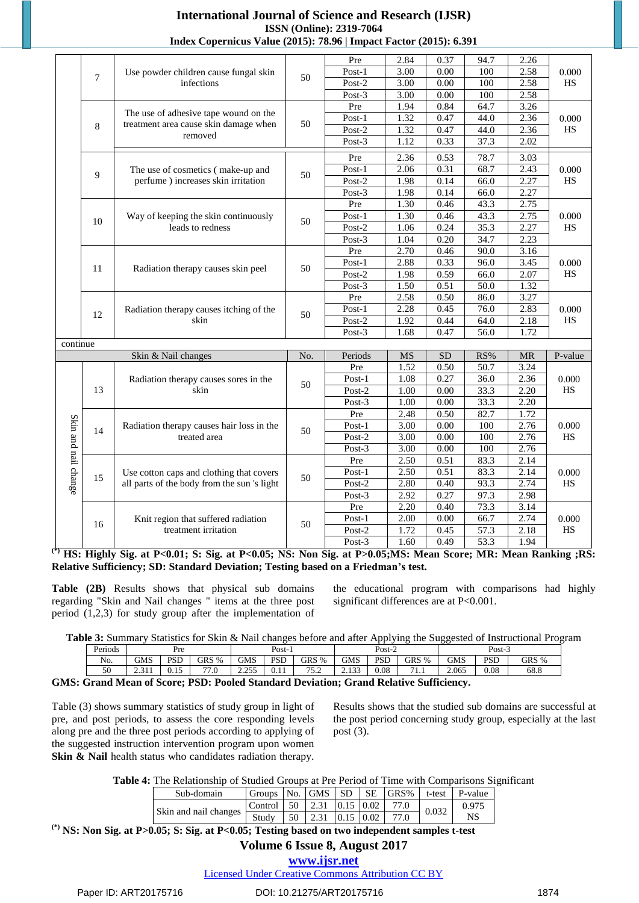| | | | | Pre | 2.84 | 0.37 | 94.7 | 2.26 | |
|---|---|---|---|---|---|---|---|---|---|
| | 7 | Use powder children cause fungal skin infections | 50 | Post-1 | 3.00 | 0.00 | 100 | 2.58 | 0.000 HS |
| | | | | Post-2 | 3.00 | 0.00 | 100 | 2.58 | |
| | | | | Post-3 | 3.00 | 0.00 | 100 | 2.58 | |
| | 8 | The use of adhesive tape wound on the treatment area cause skin damage when removed | 50 | Pre | 1.94 | 0.84 | 64.7 | 3.26 | 0.000 HS |
| | | | | Post-1 | 1.32 | 0.47 | 44.0 | 2.36 | |
| | | | | Post-2 | 1.32 | 0.47 | 44.0 | 2.36 | |
| | | | | Post-3 | 1.12 | 0.33 | 37.3 | 2.02 | |
| | 9 | The use of cosmetics ( make-up and perfume ) increases skin irritation | 50 | Pre | 2.36 | 0.53 | 78.7 | 3.03 | 0.000 HS |
| | | | | Post-1 | 2.06 | 0.31 | 68.7 | 2.43 | |
| | | | | Post-2 | 1.98 | 0.14 | 66.0 | 2.27 | |
| | | | | Post-3 | 1.98 | 0.14 | 66.0 | 2.27 | |
| | 10 | Way of keeping the skin continuously leads to redness | 50 | Pre | 1.30 | 0.46 | 43.3 | 2.75 | 0.000 HS |
| | | | | Post-1 | 1.30 | 0.46 | 43.3 | 2.75 | |
| | | | | Post-2 | 1.06 | 0.24 | 35.3 | 2.27 | |
| | | | | Post-3 | 1.04 | 0.20 | 34.7 | 2.23 | |
| | 11 | Radiation therapy causes skin peel | 50 | Pre | 2.70 | 0.46 | 90.0 | 3.16 | 0.000 HS |
| | | | | Post-1 | 2.88 | 0.33 | 96.0 | 3.45 | |
| | | | | Post-2 | 1.98 | 0.59 | 66.0 | 2.07 | |
| | | | | Post-3 | 1.50 | 0.51 | 50.0 | 1.32 | |
| | 12 | Radiation therapy causes itching of the skin | 50 | Pre | 2.58 | 0.50 | 86.0 | 3.27 | 0.000 HS |
| | | | | Post-1 | 2.28 | 0.45 | 76.0 | 2.83 | |
| | | | | Post-2 | 1.92 | 0.44 | 64.0 | 2.18 | |
| | | | | Post-3 | 1.68 | 0.47 | 56.0 | 1.72 | |

continue

| Skin & Nail changes | | | No. | Periods | MS | SD | RS% | MR | P-value |
|---|---|---|---|---|---|---|---|---|---|
| Skin and nail change | 13 | Radiation therapy causes sores in the skin | 50 | Pre | 1.52 | 0.50 | 50.7 | 3.24 | 0.000 HS |
| | | | | Post-1 | 1.08 | 0.27 | 36.0 | 2.36 | |
| | | | | Post-2 | 1.00 | 0.00 | 33.3 | 2.20 | |
| | | | | Post-3 | 1.00 | 0.00 | 33.3 | 2.20 | |
| | 14 | Radiation therapy causes hair loss in the treated area | 50 | Pre | 2.48 | 0.50 | 82.7 | 1.72 | 0.000 HS |
| | | | | Post-1 | 3.00 | 0.00 | 100 | 2.76 | |
| | | | | Post-2 | 3.00 | 0.00 | 100 | 2.76 | |
| | | | | Post-3 | 3.00 | 0.00 | 100 | 2.76 | |
| | 15 | Use cotton caps and clothing that covers all parts of the body from the sun 's light | 50 | Pre | 2.50 | 0.51 | 83.3 | 2.14 | 0.000 HS |
| | | | | Post-1 | 2.50 | 0.51 | 83.3 | 2.14 | |
| | | | | Post-2 | 2.80 | 0.40 | 93.3 | 2.74 | |
| | | | | Post-3 | 2.92 | 0.27 | 97.3 | 2.98 | |
| | 16 | Knit region that suffered radiation treatment irritation | 50 | Pre | 2.20 | 0.40 | 73.3 | 3.14 | 0.000 HS |
| | | | | Post-1 | 2.00 | 0.00 | 66.7 | 2.74 | |
| | | | | Post-2 | 1.72 | 0.45 | 57.3 | 2.18 | |
| | | | | Post-3 | 1.60 | 0.49 | 53.3 | 1.94 | |

**(*) HS: Highly Sig. at P<0.01; S: Sig. at P<0.05; NS: Non Sig. at P>0.05;MS: Mean Score; MR: Mean Ranking ;RS: Relative Sufficiency; SD: Standard Deviation; Testing based on a Friedman's test.**

**Table (2B)** Results shows that physical sub domains regarding "Skin and Nail changes " items at the three post period (1,2,3) for study group after the implementation of the educational program with comparisons had highly significant differences are at P<0.001.

**Table 3:** Summary Statistics for Skin & Nail changes before and after Applying the Suggested of Instructional Program

| Periods | Pre | | | Post-1 | | | Post-2 | | | Post-3 | | |
|---|---|---|---|---|---|---|---|---|---|---|---|---|
| No. | GMS | PSD | GRS % | GMS | PSD | GRS % | GMS | PSD | GRS % | GMS | PSD | GRS % |
| 50 | 2.311 | 0.15 | 77.0 | 2.255 | 0.11 | 75.2 | 2.133 | 0.08 | 71.1 | 2.065 | 0.08 | 68.8 |

**GMS: Grand Mean of Score; PSD: Pooled Standard Deviation; Grand Relative Sufficiency.**

Table (3) shows summary statistics of study group in light of pre, and post periods, to assess the core responding levels along pre and the three post periods according to applying of the suggested instruction intervention program upon women **Skin & Nail** health status who candidates radiation therapy.

Results shows that the studied sub domains are successful at the post period concerning study group, especially at the last post (3).

**Table 4:** The Relationship of Studied Groups at Pre Period of Time with Comparisons Significant

| Sub-domain | Groups | No. | GMS | SD | SE | GRS% | t-test | P-value |
|---|---|---|---|---|---|---|---|---|
| Skin and nail changes | Control | 50 | 2.31 | 0.15 | 0.02 | 77.0 | 0.032 | 0.975 NS |
| | Study | 50 | 2.31 | 0.15 | 0.02 | 77.0 | | |

**(*) NS: Non Sig. at P>0.05; S: Sig. at P<0.05; Testing based on two independent samples t-test**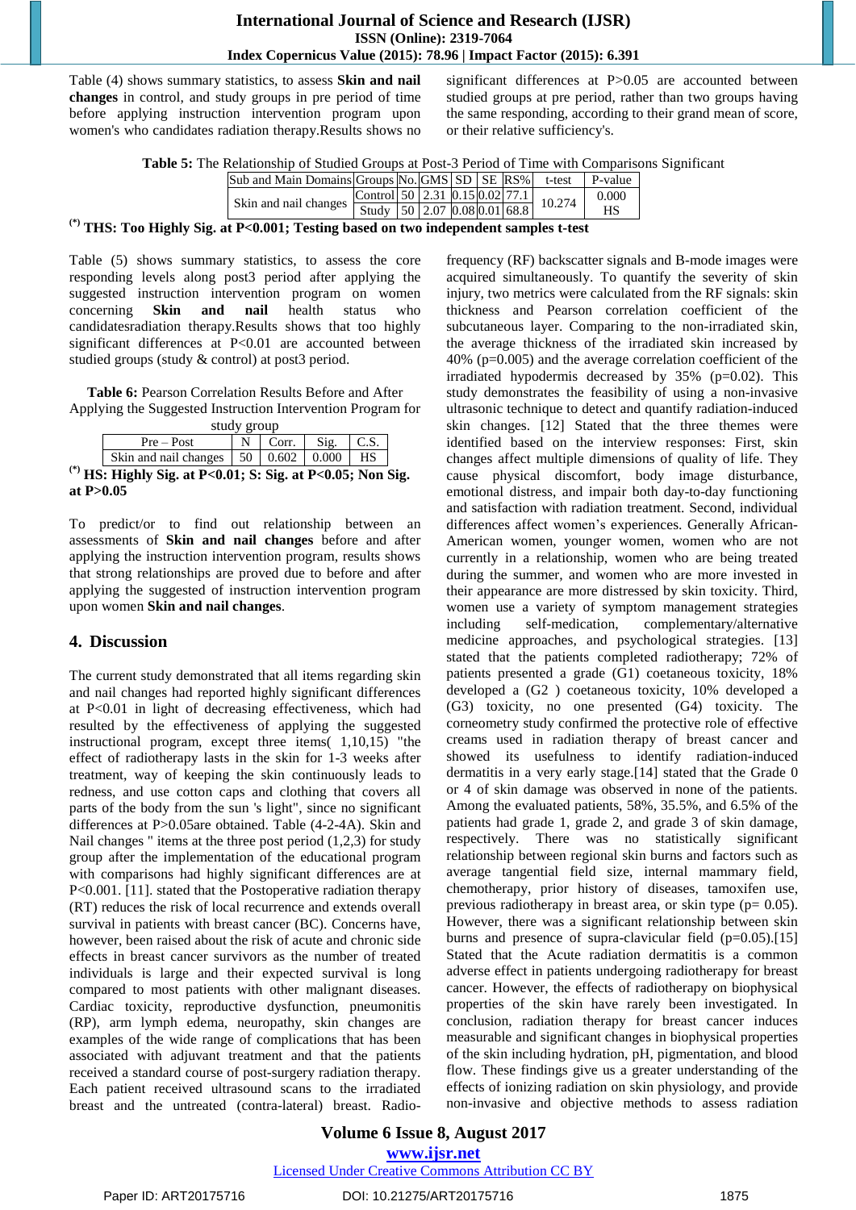Table (4) shows summary statistics, to assess **Skin and nail changes** in control, and study groups in pre period of time before applying instruction intervention program upon women's who candidates radiation therapy.Results shows no significant differences at P>0.05 are accounted between studied groups at pre period, rather than two groups having the same responding, according to their grand mean of score, or their relative sufficiency's.

**Table 5:** The Relationship of Studied Groups at Post-3 Period of Time with Comparisons Significant

| Sub and Main Domains | Groups | No. | GMS | SD | SE | RS% | t-test | P-value |
|---|---|---|---|---|---|---|---|---|
| Skin and nail changes | Control | 50 | 2.31 | 0.15 | 0.02 | 77.1 | 10.274 | 0.000 HS |
| | Study | 50 | 2.07 | 0.08 | 0.01 | 68.8 | | |

**[(*)] THS: Too Highly Sig. at P<0.001; Testing based on two independent samples t-test**

Table (5) shows summary statistics, to assess the core responding levels along post3 period after applying the suggested instruction intervention program on women concerning **Skin and nail** health status who candidatesradiation therapy.Results shows that too highly significant differences at P<0.01 are accounted between studied groups (study & control) at post3 period.

**Table 6:** Pearson Correlation Results Before and After Applying the Suggested Instruction Intervention Program for study group

| Pre – Post | N | Corr. | Sig. | C.S. |
|---|---|---|---|---|
| Skin and nail changes | 50 | 0.602 | 0.000 | HS |

**[(*)] HS: Highly Sig. at P<0.01; S: Sig. at P<0.05; Non Sig. at P>0.05**

To predict/or to find out relationship between an assessments of **Skin and nail changes** before and after applying the instruction intervention program, results shows that strong relationships are proved due to before and after applying the suggested of instruction intervention program upon women **Skin and nail changes**.

## 4. Discussion

The current study demonstrated that all items regarding skin and nail changes had reported highly significant differences at P<0.01 in light of decreasing effectiveness, which had influenced by the effectiveness of applying the suggested instructional program, except three items( 1,10,15) "the effect of radiotherapy lasts in the skin for 1-3 weeks after treatment, way of keeping the skin continuously leads to redness, and use cotton caps and clothing that covers all parts of the body from the sun 's light", since no significant differences at P>0.05are obtained. Table (4-2-4A). Skin and Nail changes " items at the three post period (1,2,3) for study group after the implementation of the educational program with comparisons had highly significant differences are at P<0.001. [11]. stated that the Postoperative radiation therapy (RT) reduces the risk of local recurrence and extends overall survival in patients with breast cancer (BC). Concerns have, however, been raised about the risk of acute and chronic side effects in breast cancer survivors as the number of treated individuals is large and their expected survival is long compared to most patients with other malignant diseases. Cardiac toxicity, reproductive dysfunction, pneumonitis (RP), arm lymph edema, neuropathy, skin changes are examples of the wide range of complications that has been associated with adjuvant treatment and that the patients received a standard course of post-surgery radiation therapy. Each patient received ultrasound scans to the irradiated breast and the untreated (contra-lateral) breast. Radio-frequency (RF) backscatter signals and B-mode images were acquired simultaneously. To quantify the severity of skin injury, two metrics were calculated from the RF signals: skin thickness and Pearson correlation coefficient of the subcutaneous layer. Comparing to the non-irradiated skin, the average thickness of the irradiated skin increased by 40% (p=0.005) and the average correlation coefficient of the irradiated hypodermis decreased by 35% (p=0.02). This study demonstrates the feasibility of using a non-invasive ultrasonic technique to detect and quantify radiation-induced skin changes. [12] Stated that the three themes were identified based on the interview responses: First, skin changes affect multiple dimensions of quality of life. They cause physical discomfort, body image disturbance, emotional distress, and impair both day-to-day functioning and satisfaction with radiation treatment. Second, individual differences affect women's experiences. Generally African-American women, younger women, women who are not currently in a relationship, women who are being treated during the summer, and women who are more invested in their appearance are more distressed by skin toxicity. Third, women use a variety of symptom management strategies including self-medication, complementary/alternative medicine approaches, and psychological strategies. [13] stated that the patients completed radiotherapy; 72% of patients presented a grade (G1) coetaneous toxicity, 18% developed a (G2 ) coetaneous toxicity, 10% developed a (G3) toxicity, no one presented (G4) toxicity. The corneometry study confirmed the protective role of effective creams used in radiation therapy of breast cancer and showed its usefulness to identify radiation-induced dermatitis in a very early stage.[14] stated that the Grade 0 or 4 of skin damage was observed in none of the patients. Among the evaluated patients, 58%, 35.5%, and 6.5% of the patients had grade 1, grade 2, and grade 3 of skin damage, respectively. There was no statistically significant relationship between regional skin burns and factors such as average tangential field size, internal mammary field, chemotherapy, prior history of diseases, tamoxifen use, previous radiotherapy in breast area, or skin type (p= 0.05). However, there was a significant relationship between skin burns and presence of supra-clavicular field (p=0.05).[15] Stated that the Acute radiation dermatitis is a common adverse effect in patients undergoing radiotherapy for breast cancer. However, the effects of radiotherapy on biophysical properties of the skin have rarely been investigated. In conclusion, radiation therapy for breast cancer induces measurable and significant changes in biophysical properties of the skin including hydration, pH, pigmentation, and blood flow. These findings give us a greater understanding of the effects of ionizing radiation on skin physiology, and provide non-invasive and objective methods to assess radiation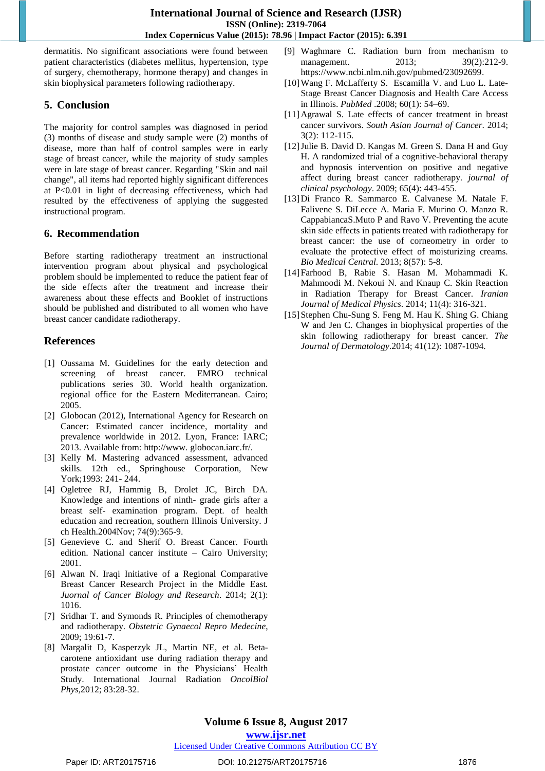dermatitis. No significant associations were found between patient characteristics (diabetes mellitus, hypertension, type of surgery, chemotherapy, hormone therapy) and changes in skin biophysical parameters following radiotherapy.

## 5. Conclusion

The majority for control samples was diagnosed in period (3) months of disease and study sample were (2) months of disease, more than half of control samples were in early stage of breast cancer, while the majority of study samples were in late stage of breast cancer. Regarding "Skin and nail change", all items had reported highly significant differences at $P<0.01$ in light of decreasing effectiveness, which had resulted by the effectiveness of applying the suggested instructional program.

## 6. Recommendation

Before starting radiotherapy treatment an instructional intervention program about physical and psychological problem should be implemented to reduce the patient fear of the side effects after the treatment and increase their awareness about these effects and Booklet of instructions should be published and distributed to all women who have breast cancer candidate radiotherapy.

## References

[1] Oussama M. Guidelines for the early detection and screening of breast cancer. EMRO technical publications series 30. World health organization. regional office for the Eastern Mediterranean. Cairo; 2005.

[2] Globocan (2012), International Agency for Research on Cancer: Estimated cancer incidence, mortality and prevalence worldwide in 2012. Lyon, France: IARC; 2013. Available from: http://www. globocan.iarc.fr/.

[3] Kelly M. Mastering advanced assessment, advanced skills. 12th ed., Springhouse Corporation, New York;1993: 241- 244.

[4] Ogletree RJ, Hammig B, Drolet JC, Birch DA. Knowledge and intentions of ninth- grade girls after a breast self- examination program. Dept. of health education and recreation, southern Illinois University. J ch Health.2004Nov; 74(9):365-9.

[5] Genevieve C. and Sherif O. Breast Cancer. Fourth edition. National cancer institute – Cairo University; 2001.

[6] Alwan N. Iraqi Initiative of a Regional Comparative Breast Cancer Research Project in the Middle East. *Juornal of Cancer Biology and Research*. 2014; 2(1): 1016.

[7] Sridhar T. and Symonds R. Principles of chemotherapy and radiotherapy. *Obstetric Gynaecol Repro Medecine*, 2009; 19:61-7.

[8] Margalit D, Kasperzyk JL, Martin NE, et al. Beta-carotene antioxidant use during radiation therapy and prostate cancer outcome in the Physicians' Health Study. International Journal Radiation *OncolBiol Phys*,2012; 83:28-32.

[9] Waghmare C. Radiation burn from mechanism to management. 2013; 39(2):212-9. https://www.ncbi.nlm.nih.gov/pubmed/23092699.

[10] Wang F. McLafferty S. Escamilla V. and Luo L. Late-Stage Breast Cancer Diagnosis and Health Care Access in Illinois. *PubMed* .2008; 60(1): 54–69.

[11] Agrawal S. Late effects of cancer treatment in breast cancer survivors. *South Asian Journal of Cancer*. 2014; 3(2): 112-115.

[12] Julie B. David D. Kangas M. Green S. Dana H and Guy H. A randomized trial of a cognitive-behavioral therapy and hypnosis intervention on positive and negative affect during breast cancer radiotherapy. *journal of clinical psychology*. 2009; 65(4): 443-455.

[13] Di Franco R. Sammarco E. Calvanese M. Natale F. Falivene S. DiLecce A. Maria F. Murino O. Manzo R. CappabiancaS.Muto P and Ravo V. Preventing the acute skin side effects in patients treated with radiotherapy for breast cancer: the use of corneometry in order to evaluate the protective effect of moisturizing creams. *Bio Medical Central*. 2013; 8(57): 5-8.

[14] Farhood B, Rabie S. Hasan M. Mohammadi K. Mahmoodi M. Nekoui N. and Knaup C. Skin Reaction in Radiation Therapy for Breast Cancer. *Iranian Journal of Medical Physics*. 2014; 11(4): 316-321.

[15] Stephen Chu-Sung S. Feng M. Hau K. Shing G. Chiang W and Jen C. Changes in biophysical properties of the skin following radiotherapy for breast cancer. *The Journal of Dermatology*.2014; 41(12): 1087-1094.